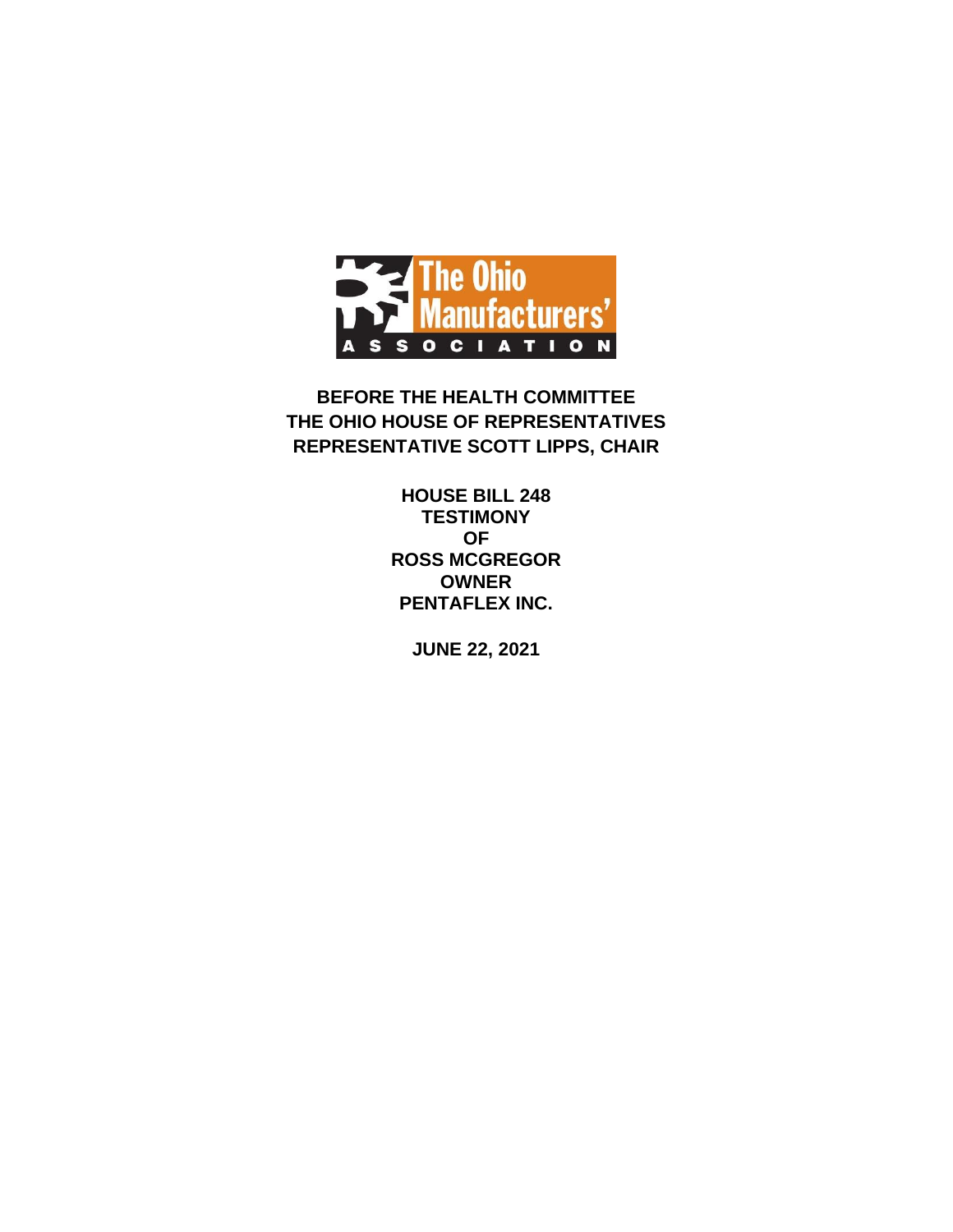The Ohio Manufacturers' ASSOCIATION

**BEFORE THE HEALTH COMMITTEE**
**THE OHIO HOUSE OF REPRESENTATIVES**
**REPRESENTATIVE SCOTT LIPPS, CHAIR**

**HOUSE BILL 248**
**TESTIMONY**
**OF**
**ROSS MCGREGOR**
**OWNER**
**PENTAFLEX INC.**

**JUNE 22, 2021**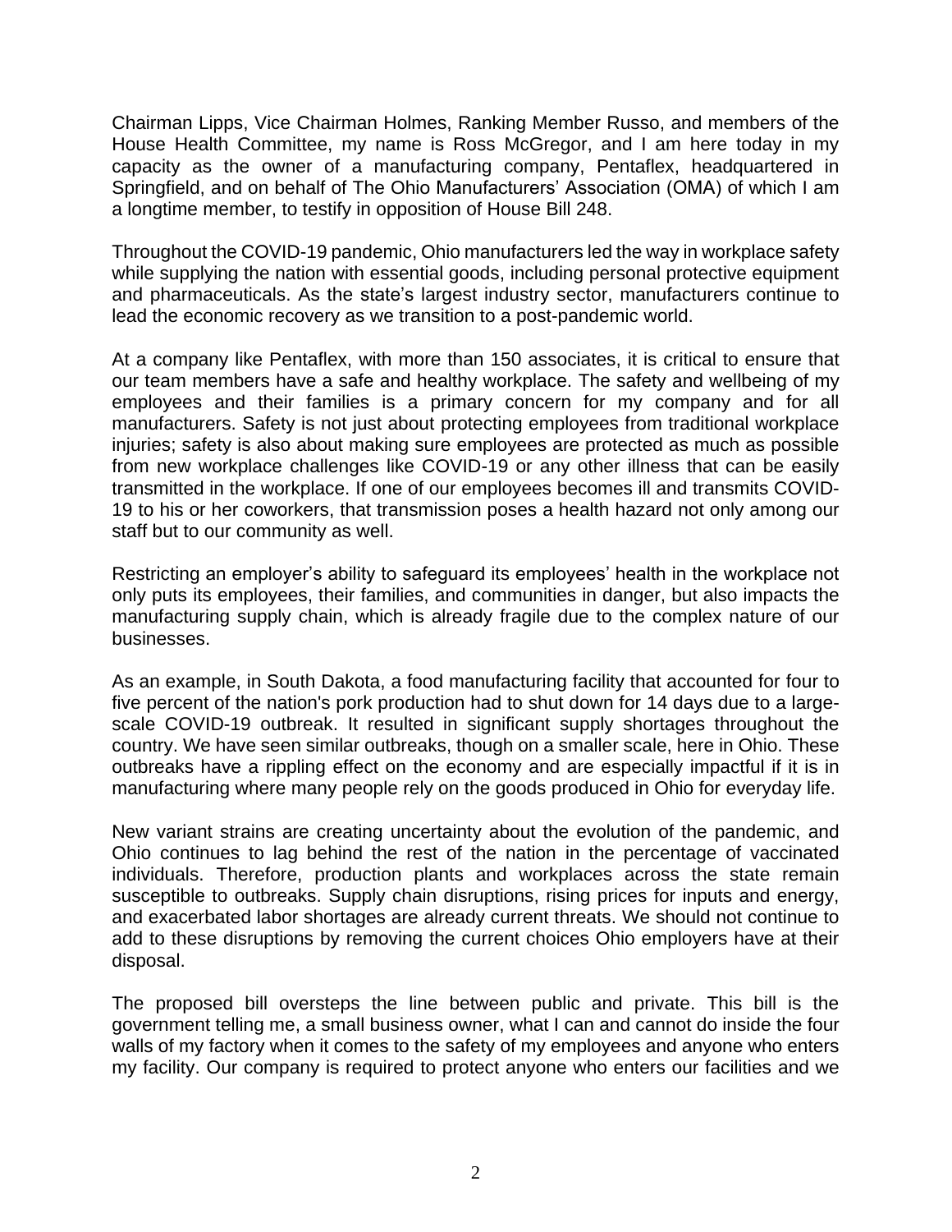Chairman Lipps, Vice Chairman Holmes, Ranking Member Russo, and members of the House Health Committee, my name is Ross McGregor, and I am here today in my capacity as the owner of a manufacturing company, Pentaflex, headquartered in Springfield, and on behalf of The Ohio Manufacturers' Association (OMA) of which I am a longtime member, to testify in opposition of House Bill 248.

Throughout the COVID-19 pandemic, Ohio manufacturers led the way in workplace safety while supplying the nation with essential goods, including personal protective equipment and pharmaceuticals. As the state's largest industry sector, manufacturers continue to lead the economic recovery as we transition to a post-pandemic world.

At a company like Pentaflex, with more than 150 associates, it is critical to ensure that our team members have a safe and healthy workplace. The safety and wellbeing of my employees and their families is a primary concern for my company and for all manufacturers. Safety is not just about protecting employees from traditional workplace injuries; safety is also about making sure employees are protected as much as possible from new workplace challenges like COVID-19 or any other illness that can be easily transmitted in the workplace. If one of our employees becomes ill and transmits COVID-19 to his or her coworkers, that transmission poses a health hazard not only among our staff but to our community as well.

Restricting an employer's ability to safeguard its employees' health in the workplace not only puts its employees, their families, and communities in danger, but also impacts the manufacturing supply chain, which is already fragile due to the complex nature of our businesses.

As an example, in South Dakota, a food manufacturing facility that accounted for four to five percent of the nation's pork production had to shut down for 14 days due to a large-scale COVID-19 outbreak. It resulted in significant supply shortages throughout the country. We have seen similar outbreaks, though on a smaller scale, here in Ohio. These outbreaks have a rippling effect on the economy and are especially impactful if it is in manufacturing where many people rely on the goods produced in Ohio for everyday life.

New variant strains are creating uncertainty about the evolution of the pandemic, and Ohio continues to lag behind the rest of the nation in the percentage of vaccinated individuals. Therefore, production plants and workplaces across the state remain susceptible to outbreaks. Supply chain disruptions, rising prices for inputs and energy, and exacerbated labor shortages are already current threats. We should not continue to add to these disruptions by removing the current choices Ohio employers have at their disposal.

The proposed bill oversteps the line between public and private. This bill is the government telling me, a small business owner, what I can and cannot do inside the four walls of my factory when it comes to the safety of my employees and anyone who enters my facility. Our company is required to protect anyone who enters our facilities and we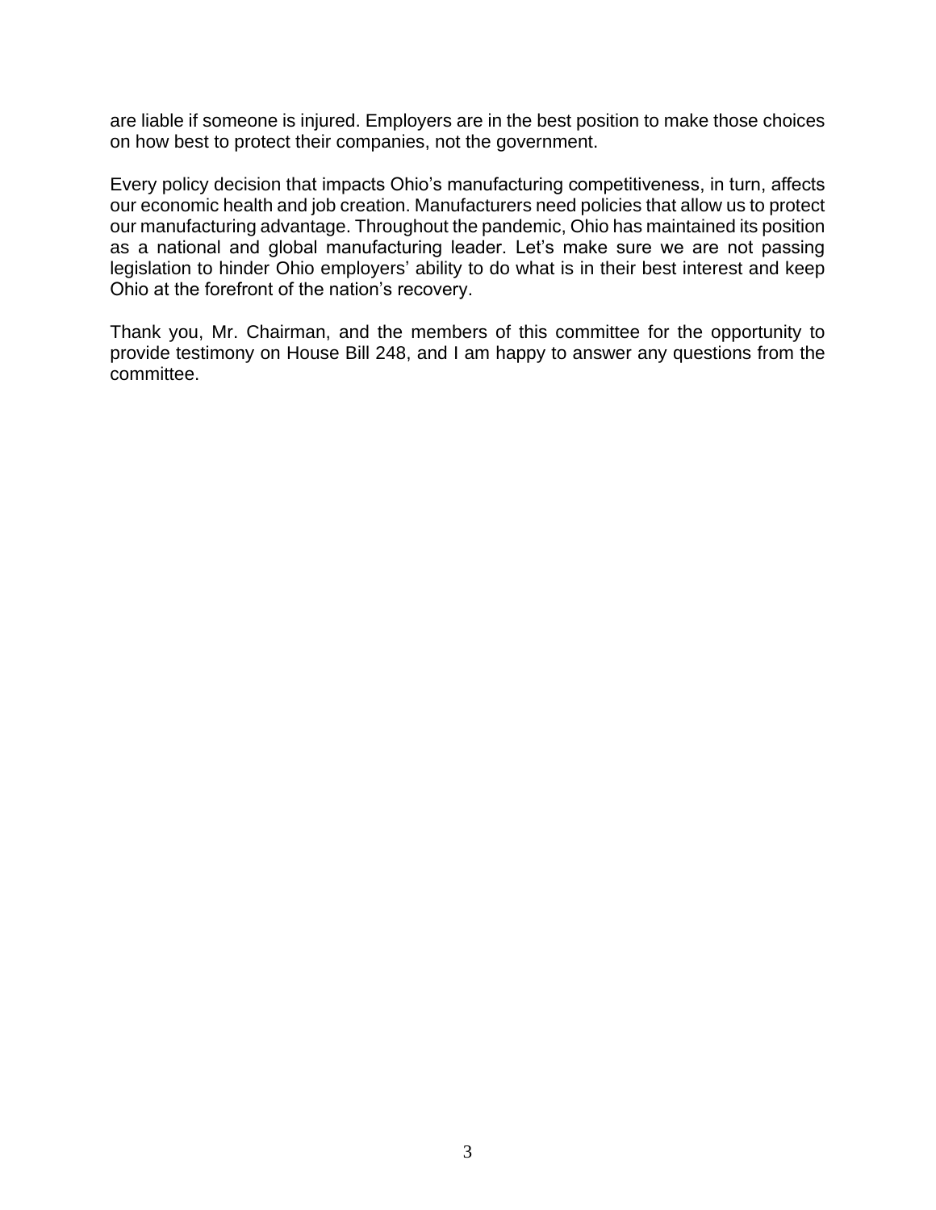are liable if someone is injured. Employers are in the best position to make those choices on how best to protect their companies, not the government.

Every policy decision that impacts Ohio's manufacturing competitiveness, in turn, affects our economic health and job creation. Manufacturers need policies that allow us to protect our manufacturing advantage. Throughout the pandemic, Ohio has maintained its position as a national and global manufacturing leader. Let's make sure we are not passing legislation to hinder Ohio employers' ability to do what is in their best interest and keep Ohio at the forefront of the nation's recovery.

Thank you, Mr. Chairman, and the members of this committee for the opportunity to provide testimony on House Bill 248, and I am happy to answer any questions from the committee.